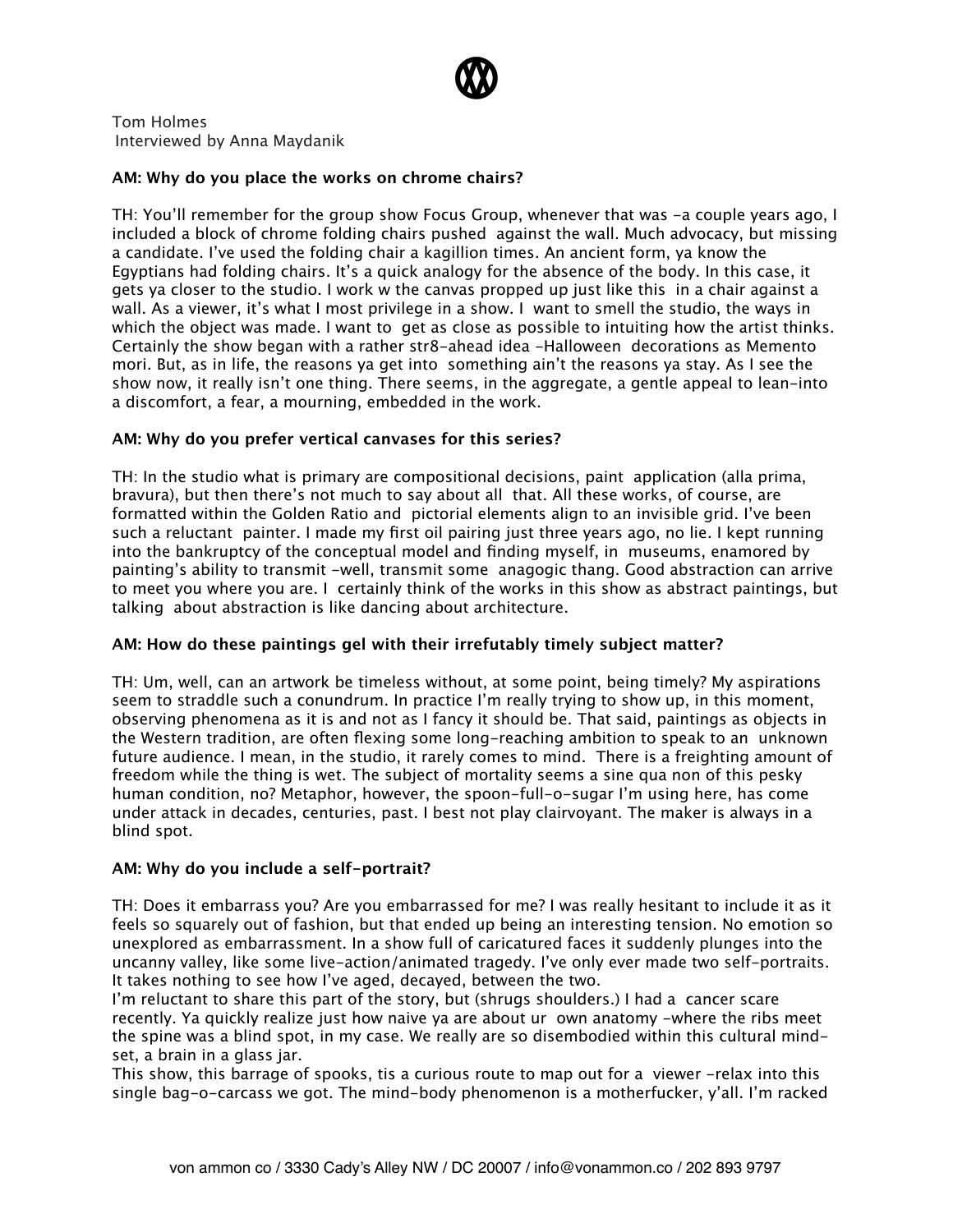Tom Holmes
Interviewed by Anna Maydanik

**AM: Why do you place the works on chrome chairs?**

TH: You'll remember for the group show Focus Group, whenever that was -a couple years ago, I included a block of chrome folding chairs pushed against the wall. Much advocacy, but missing a candidate. I've used the folding chair a kagillion times. An ancient form, ya know the Egyptians had folding chairs. It's a quick analogy for the absence of the body. In this case, it gets ya closer to the studio. I work w the canvas propped up just like this in a chair against a wall. As a viewer, it's what I most privilege in a show. I want to smell the studio, the ways in which the object was made. I want to get as close as possible to intuiting how the artist thinks. Certainly the show began with a rather str8-ahead idea -Halloween decorations as Memento mori. But, as in life, the reasons ya get into something ain't the reasons ya stay. As I see the show now, it really isn't one thing. There seems, in the aggregate, a gentle appeal to lean-into a discomfort, a fear, a mourning, embedded in the work.

**AM: Why do you prefer vertical canvases for this series?**

TH: In the studio what is primary are compositional decisions, paint application (alla prima, bravura), but then there's not much to say about all that. All these works, of course, are formatted within the Golden Ratio and pictorial elements align to an invisible grid. I've been such a reluctant painter. I made my first oil pairing just three years ago, no lie. I kept running into the bankruptcy of the conceptual model and finding myself, in museums, enamored by painting's ability to transmit -well, transmit some anagogic thang. Good abstraction can arrive to meet you where you are. I certainly think of the works in this show as abstract paintings, but talking about abstraction is like dancing about architecture.

**AM: How do these paintings gel with their irrefutably timely subject matter?**

TH: Um, well, can an artwork be timeless without, at some point, being timely? My aspirations seem to straddle such a conundrum. In practice I'm really trying to show up, in this moment, observing phenomena as it is and not as I fancy it should be. That said, paintings as objects in the Western tradition, are often flexing some long-reaching ambition to speak to an unknown future audience. I mean, in the studio, it rarely comes to mind. There is a freighting amount of freedom while the thing is wet. The subject of mortality seems a sine qua non of this pesky human condition, no? Metaphor, however, the spoon-full-o-sugar I'm using here, has come under attack in decades, centuries, past. I best not play clairvoyant. The maker is always in a blind spot.

**AM: Why do you include a self-portrait?**

TH: Does it embarrass you? Are you embarrassed for me? I was really hesitant to include it as it feels so squarely out of fashion, but that ended up being an interesting tension. No emotion so unexplored as embarrassment. In a show full of caricatured faces it suddenly plunges into the uncanny valley, like some live-action/animated tragedy. I've only ever made two self-portraits. It takes nothing to see how I've aged, decayed, between the two.

I'm reluctant to share this part of the story, but (shrugs shoulders.) I had a cancer scare recently. Ya quickly realize just how naive ya are about ur own anatomy -where the ribs meet the spine was a blind spot, in my case. We really are so disembodied within this cultural mind-set, a brain in a glass jar.

This show, this barrage of spooks, tis a curious route to map out for a viewer -relax into this single bag-o-carcass we got. The mind-body phenomenon is a motherfucker, y'all. I'm racked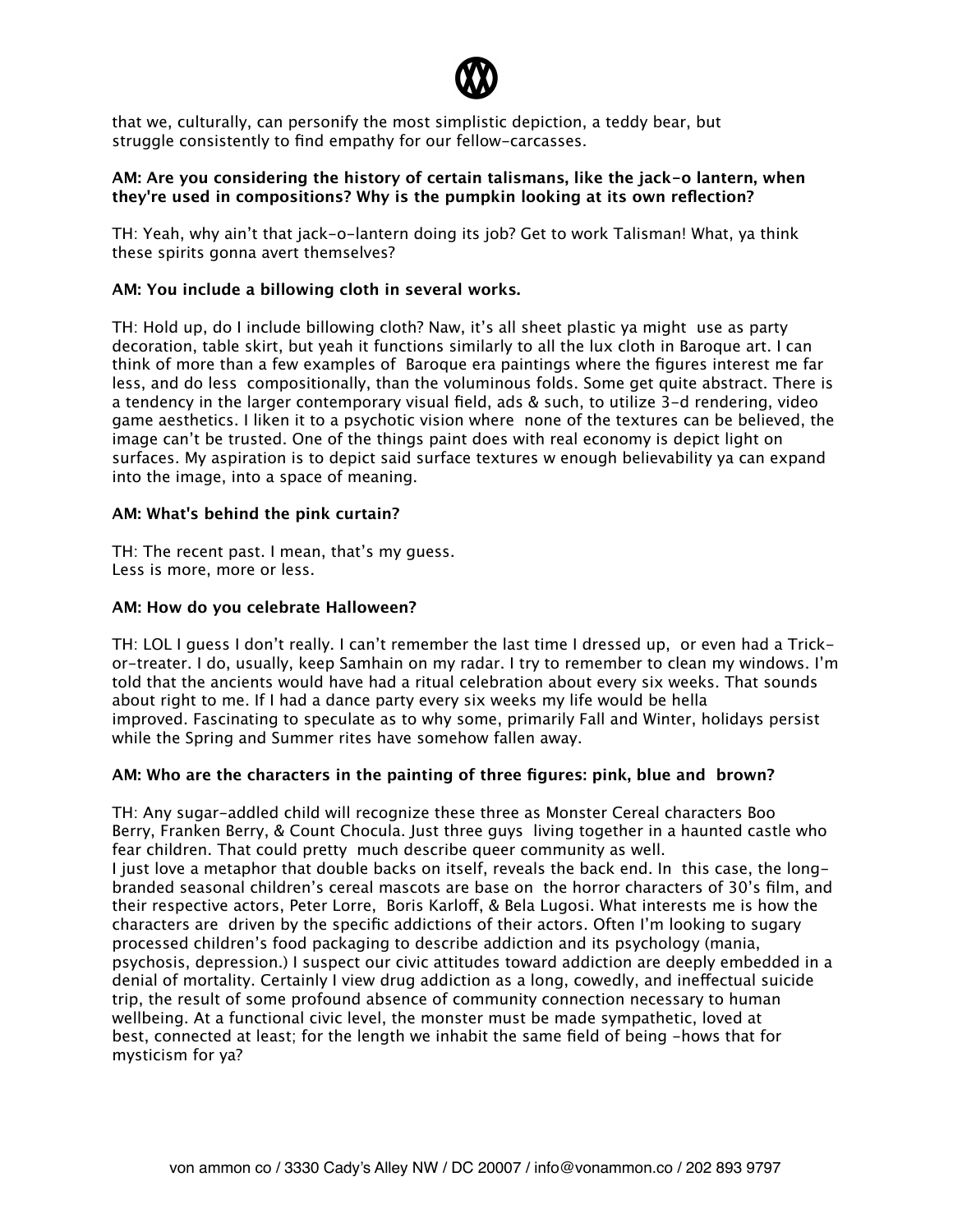that we, culturally, can personify the most simplistic depiction, a teddy bear, but struggle consistently to find empathy for our fellow-carcasses.

**AM: Are you considering the history of certain talismans, like the jack-o lantern, when they're used in compositions? Why is the pumpkin looking at its own reflection?**

TH: Yeah, why ain't that jack-o-lantern doing its job? Get to work Talisman! What, ya think these spirits gonna avert themselves?

**AM: You include a billowing cloth in several works.**

TH: Hold up, do I include billowing cloth? Naw, it's all sheet plastic ya might use as party decoration, table skirt, but yeah it functions similarly to all the lux cloth in Baroque art. I can think of more than a few examples of Baroque era paintings where the figures interest me far less, and do less compositionally, than the voluminous folds. Some get quite abstract. There is a tendency in the larger contemporary visual field, ads & such, to utilize 3-d rendering, video game aesthetics. I liken it to a psychotic vision where none of the textures can be believed, the image can't be trusted. One of the things paint does with real economy is depict light on surfaces. My aspiration is to depict said surface textures w enough believability ya can expand into the image, into a space of meaning.

**AM: What's behind the pink curtain?**

TH: The recent past. I mean, that's my guess.
Less is more, more or less.

**AM: How do you celebrate Halloween?**

TH: LOL I guess I don't really. I can't remember the last time I dressed up, or even had a Trick-or-treater. I do, usually, keep Samhain on my radar. I try to remember to clean my windows. I'm told that the ancients would have had a ritual celebration about every six weeks. That sounds about right to me. If I had a dance party every six weeks my life would be hella improved. Fascinating to speculate as to why some, primarily Fall and Winter, holidays persist while the Spring and Summer rites have somehow fallen away.

**AM: Who are the characters in the painting of three figures: pink, blue and brown?**

TH: Any sugar-addled child will recognize these three as Monster Cereal characters Boo Berry, Franken Berry, & Count Chocula. Just three guys living together in a haunted castle who fear children. That could pretty much describe queer community as well.
I just love a metaphor that double backs on itself, reveals the back end. In this case, the long-branded seasonal children's cereal mascots are base on the horror characters of 30's film, and their respective actors, Peter Lorre, Boris Karloff, & Bela Lugosi. What interests me is how the characters are driven by the specific addictions of their actors. Often I'm looking to sugary processed children's food packaging to describe addiction and its psychology (mania, psychosis, depression.) I suspect our civic attitudes toward addiction are deeply embedded in a denial of mortality. Certainly I view drug addiction as a long, cowedly, and ineffectual suicide trip, the result of some profound absence of community connection necessary to human wellbeing. At a functional civic level, the monster must be made sympathetic, loved at best, connected at least; for the length we inhabit the same field of being -hows that for mysticism for ya?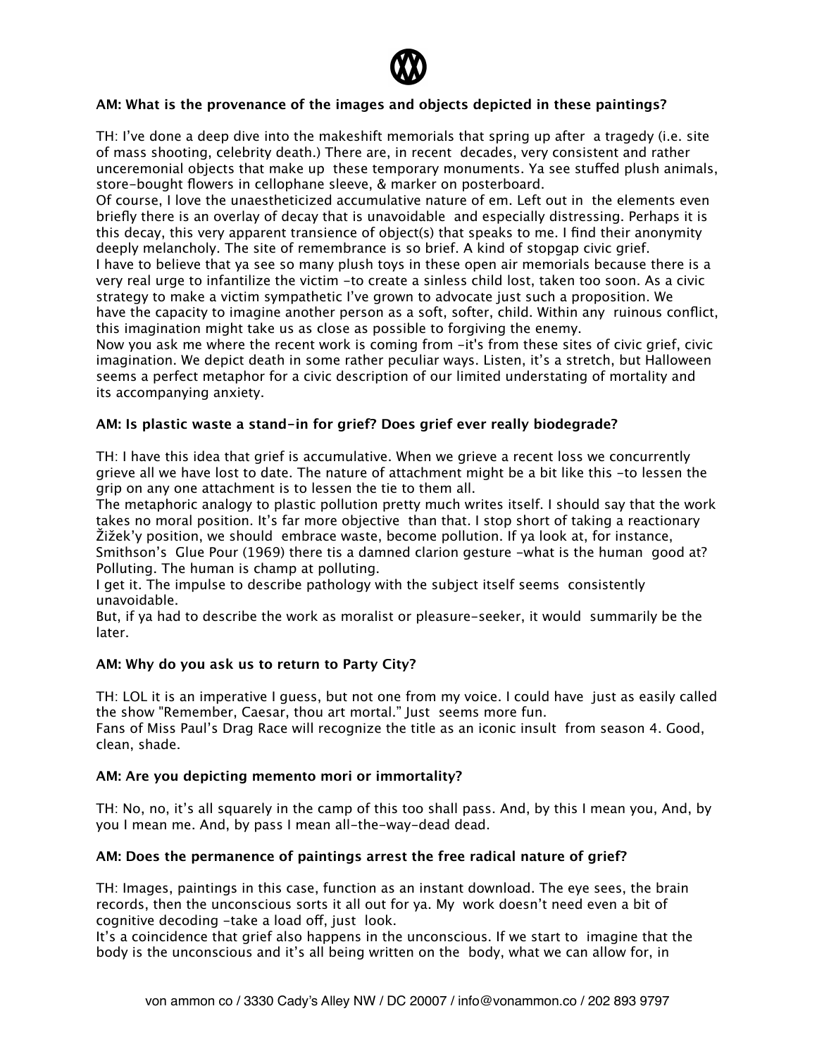**AM: What is the provenance of the images and objects depicted in these paintings?**

TH: I've done a deep dive into the makeshift memorials that spring up after a tragedy (i.e. site of mass shooting, celebrity death.) There are, in recent decades, very consistent and rather unceremonial objects that make up these temporary monuments. Ya see stuffed plush animals, store-bought flowers in cellophane sleeve, & marker on posterboard.
Of course, I love the unaestheticized accumulative nature of em. Left out in the elements even briefly there is an overlay of decay that is unavoidable and especially distressing. Perhaps it is this decay, this very apparent transience of object(s) that speaks to me. I find their anonymity deeply melancholy. The site of remembrance is so brief. A kind of stopgap civic grief.
I have to believe that ya see so many plush toys in these open air memorials because there is a very real urge to infantilize the victim -to create a sinless child lost, taken too soon. As a civic strategy to make a victim sympathetic I've grown to advocate just such a proposition. We have the capacity to imagine another person as a soft, softer, child. Within any ruinous conflict, this imagination might take us as close as possible to forgiving the enemy.
Now you ask me where the recent work is coming from -it's from these sites of civic grief, civic imagination. We depict death in some rather peculiar ways. Listen, it's a stretch, but Halloween seems a perfect metaphor for a civic description of our limited understating of mortality and its accompanying anxiety.

**AM: Is plastic waste a stand-in for grief? Does grief ever really biodegrade?**

TH: I have this idea that grief is accumulative. When we grieve a recent loss we concurrently grieve all we have lost to date. The nature of attachment might be a bit like this -to lessen the grip on any one attachment is to lessen the tie to them all.
The metaphoric analogy to plastic pollution pretty much writes itself. I should say that the work takes no moral position. It's far more objective than that. I stop short of taking a reactionary Žižek'y position, we should embrace waste, become pollution. If ya look at, for instance, Smithson's Glue Pour (1969) there tis a damned clarion gesture -what is the human good at? Polluting. The human is champ at polluting.
I get it. The impulse to describe pathology with the subject itself seems consistently unavoidable.
But, if ya had to describe the work as moralist or pleasure-seeker, it would summarily be the later.

**AM: Why do you ask us to return to Party City?**

TH: LOL it is an imperative I guess, but not one from my voice. I could have just as easily called the show "Remember, Caesar, thou art mortal." Just seems more fun.
Fans of Miss Paul's Drag Race will recognize the title as an iconic insult from season 4. Good, clean, shade.

**AM: Are you depicting memento mori or immortality?**

TH: No, no, it's all squarely in the camp of this too shall pass. And, by this I mean you, And, by you I mean me. And, by pass I mean all-the-way-dead dead.

**AM: Does the permanence of paintings arrest the free radical nature of grief?**

TH: Images, paintings in this case, function as an instant download. The eye sees, the brain records, then the unconscious sorts it all out for ya. My work doesn't need even a bit of cognitive decoding -take a load off, just look.
It's a coincidence that grief also happens in the unconscious. If we start to imagine that the body is the unconscious and it's all being written on the body, what we can allow for, in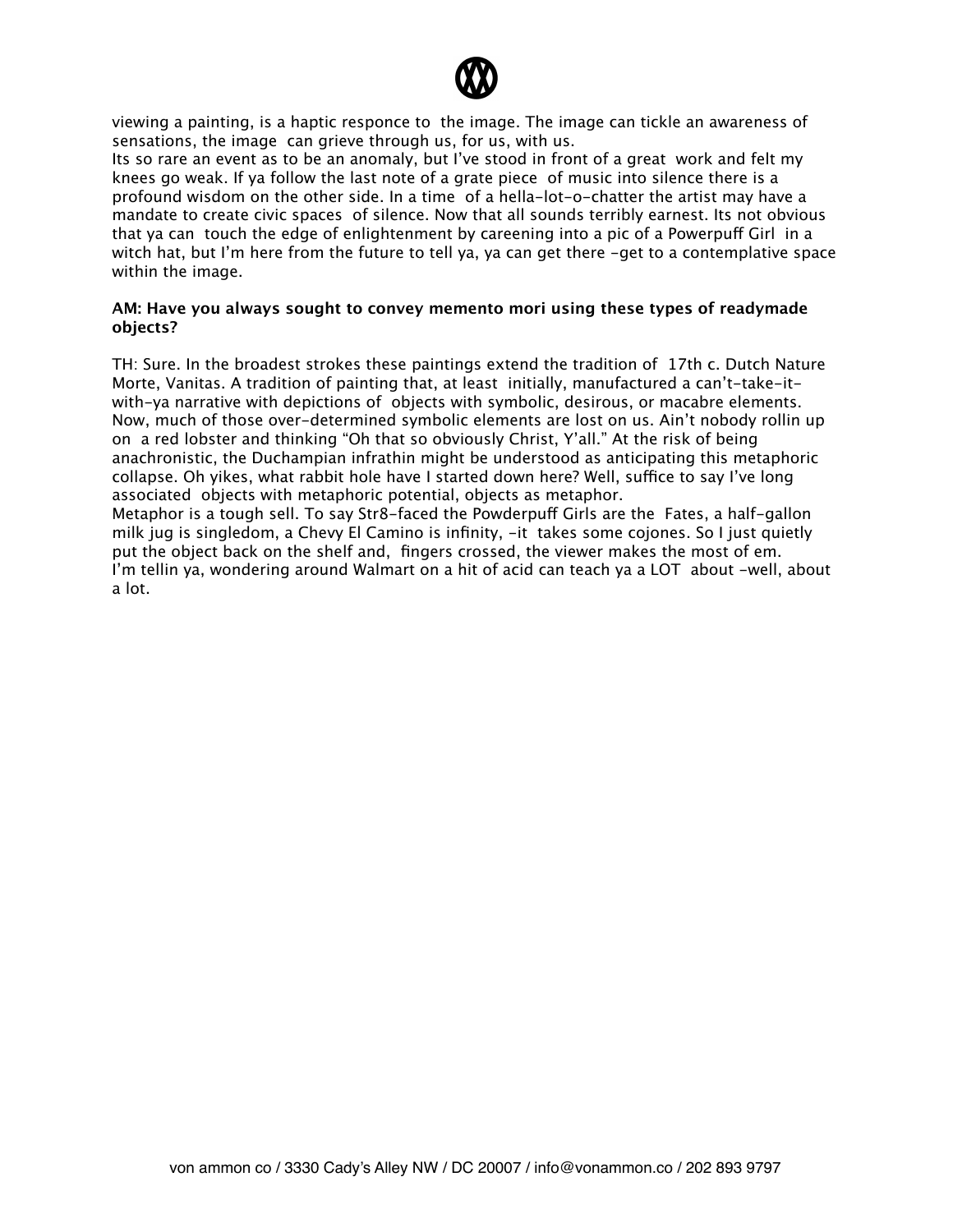viewing a painting, is a haptic responce to the image. The image can tickle an awareness of sensations, the image can grieve through us, for us, with us.
Its so rare an event as to be an anomaly, but I've stood in front of a great work and felt my knees go weak. If ya follow the last note of a grate piece of music into silence there is a profound wisdom on the other side. In a time of a hella-lot-o-chatter the artist may have a mandate to create civic spaces of silence. Now that all sounds terribly earnest. Its not obvious that ya can touch the edge of enlightenment by careening into a pic of a Powerpuff Girl in a witch hat, but I'm here from the future to tell ya, ya can get there -get to a contemplative space within the image.

**AM: Have you always sought to convey memento mori using these types of readymade objects?**

TH: Sure. In the broadest strokes these paintings extend the tradition of 17th c. Dutch Nature Morte, Vanitas. A tradition of painting that, at least initially, manufactured a can't-take-it-with-ya narrative with depictions of objects with symbolic, desirous, or macabre elements. Now, much of those over-determined symbolic elements are lost on us. Ain't nobody rollin up on a red lobster and thinking "Oh that so obviously Christ, Y'all." At the risk of being anachronistic, the Duchampian infrathin might be understood as anticipating this metaphoric collapse. Oh yikes, what rabbit hole have I started down here? Well, suffice to say I've long associated objects with metaphoric potential, objects as metaphor.
Metaphor is a tough sell. To say Str8-faced the Powderpuff Girls are the Fates, a half-gallon milk jug is singledom, a Chevy El Camino is infinity, -it takes some cojones. So I just quietly put the object back on the shelf and, fingers crossed, the viewer makes the most of em.
I'm tellin ya, wondering around Walmart on a hit of acid can teach ya a LOT about -well, about a lot.